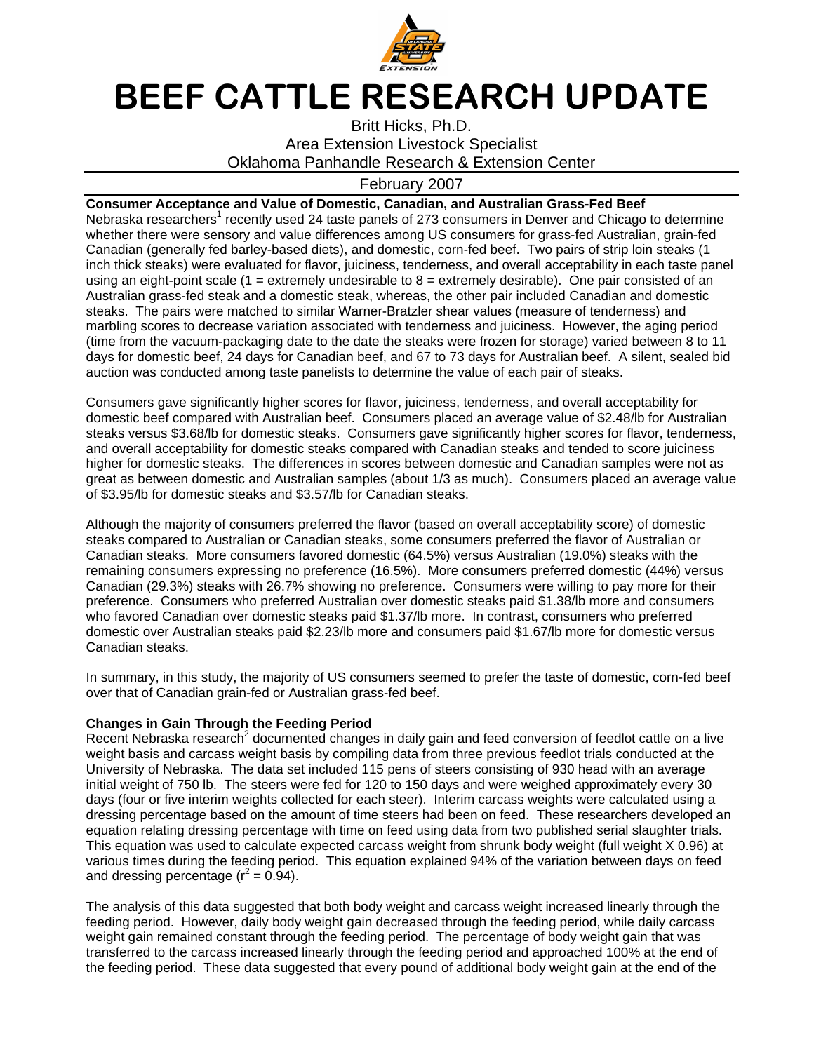# BEEF CATTLE RESEARCH UPDATE

Britt Hicks, Ph.D.
Area Extension Livestock Specialist
Oklahoma Panhandle Research & Extension Center

February 2007

**Consumer Acceptance and Value of Domestic, Canadian, and Australian Grass-Fed Beef**

Nebraska researchers[1] recently used 24 taste panels of 273 consumers in Denver and Chicago to determine whether there were sensory and value differences among US consumers for grass-fed Australian, grain-fed Canadian (generally fed barley-based diets), and domestic, corn-fed beef. Two pairs of strip loin steaks (1 inch thick steaks) were evaluated for flavor, juiciness, tenderness, and overall acceptability in each taste panel using an eight-point scale (1 = extremely undesirable to 8 = extremely desirable). One pair consisted of an Australian grass-fed steak and a domestic steak, whereas, the other pair included Canadian and domestic steaks. The pairs were matched to similar Warner-Bratzler shear values (measure of tenderness) and marbling scores to decrease variation associated with tenderness and juiciness. However, the aging period (time from the vacuum-packaging date to the date the steaks were frozen for storage) varied between 8 to 11 days for domestic beef, 24 days for Canadian beef, and 67 to 73 days for Australian beef. A silent, sealed bid auction was conducted among taste panelists to determine the value of each pair of steaks.

Consumers gave significantly higher scores for flavor, juiciness, tenderness, and overall acceptability for domestic beef compared with Australian beef. Consumers placed an average value of $2.48/lb for Australian steaks versus $3.68/lb for domestic steaks. Consumers gave significantly higher scores for flavor, tenderness, and overall acceptability for domestic steaks compared with Canadian steaks and tended to score juiciness higher for domestic steaks. The differences in scores between domestic and Canadian samples were not as great as between domestic and Australian samples (about 1/3 as much). Consumers placed an average value of $3.95/lb for domestic steaks and $3.57/lb for Canadian steaks.

Although the majority of consumers preferred the flavor (based on overall acceptability score) of domestic steaks compared to Australian or Canadian steaks, some consumers preferred the flavor of Australian or Canadian steaks. More consumers favored domestic (64.5%) versus Australian (19.0%) steaks with the remaining consumers expressing no preference (16.5%). More consumers preferred domestic (44%) versus Canadian (29.3%) steaks with 26.7% showing no preference. Consumers were willing to pay more for their preference. Consumers who preferred Australian over domestic steaks paid $1.38/lb more and consumers who favored Canadian over domestic steaks paid $1.37/lb more. In contrast, consumers who preferred domestic over Australian steaks paid $2.23/lb more and consumers paid $1.67/lb more for domestic versus Canadian steaks.

In summary, in this study, the majority of US consumers seemed to prefer the taste of domestic, corn-fed beef over that of Canadian grain-fed or Australian grass-fed beef.

**Changes in Gain Through the Feeding Period**

Recent Nebraska research[2] documented changes in daily gain and feed conversion of feedlot cattle on a live weight basis and carcass weight basis by compiling data from three previous feedlot trials conducted at the University of Nebraska. The data set included 115 pens of steers consisting of 930 head with an average initial weight of 750 lb. The steers were fed for 120 to 150 days and were weighed approximately every 30 days (four or five interim weights collected for each steer). Interim carcass weights were calculated using a dressing percentage based on the amount of time steers had been on feed. These researchers developed an equation relating dressing percentage with time on feed using data from two published serial slaughter trials. This equation was used to calculate expected carcass weight from shrunk body weight (full weight X 0.96) at various times during the feeding period. This equation explained 94% of the variation between days on feed and dressing percentage ($r^2 = 0.94$).

The analysis of this data suggested that both body weight and carcass weight increased linearly through the feeding period. However, daily body weight gain decreased through the feeding period, while daily carcass weight gain remained constant through the feeding period. The percentage of body weight gain that was transferred to the carcass increased linearly through the feeding period and approached 100% at the end of the feeding period. These data suggested that every pound of additional body weight gain at the end of the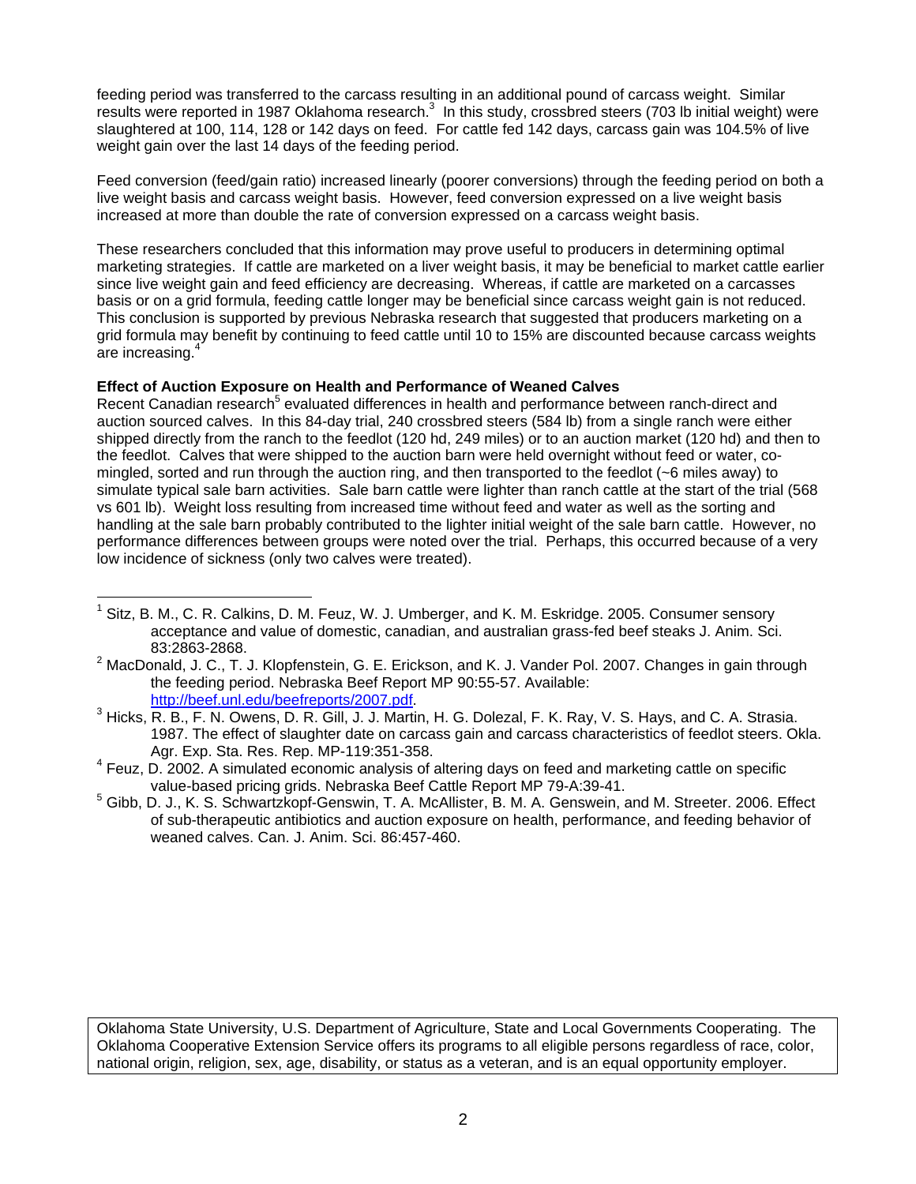feeding period was transferred to the carcass resulting in an additional pound of carcass weight. Similar results were reported in 1987 Oklahoma research.[3] In this study, crossbred steers (703 lb initial weight) were slaughtered at 100, 114, 128 or 142 days on feed. For cattle fed 142 days, carcass gain was 104.5% of live weight gain over the last 14 days of the feeding period.

Feed conversion (feed/gain ratio) increased linearly (poorer conversions) through the feeding period on both a live weight basis and carcass weight basis. However, feed conversion expressed on a live weight basis increased at more than double the rate of conversion expressed on a carcass weight basis.

These researchers concluded that this information may prove useful to producers in determining optimal marketing strategies. If cattle are marketed on a liver weight basis, it may be beneficial to market cattle earlier since live weight gain and feed efficiency are decreasing. Whereas, if cattle are marketed on a carcasses basis or on a grid formula, feeding cattle longer may be beneficial since carcass weight gain is not reduced. This conclusion is supported by previous Nebraska research that suggested that producers marketing on a grid formula may benefit by continuing to feed cattle until 10 to 15% are discounted because carcass weights are increasing.[4]

**Effect of Auction Exposure on Health and Performance of Weaned Calves**

Recent Canadian research[5] evaluated differences in health and performance between ranch-direct and auction sourced calves. In this 84-day trial, 240 crossbred steers (584 lb) from a single ranch were either shipped directly from the ranch to the feedlot (120 hd, 249 miles) or to an auction market (120 hd) and then to the feedlot. Calves that were shipped to the auction barn were held overnight without feed or water, co-mingled, sorted and run through the auction ring, and then transported to the feedlot (~6 miles away) to simulate typical sale barn activities. Sale barn cattle were lighter than ranch cattle at the start of the trial (568 vs 601 lb). Weight loss resulting from increased time without feed and water as well as the sorting and handling at the sale barn probably contributed to the lighter initial weight of the sale barn cattle. However, no performance differences between groups were noted over the trial. Perhaps, this occurred because of a very low incidence of sickness (only two calves were treated).

---

[1] Sitz, B. M., C. R. Calkins, D. M. Feuz, W. J. Umberger, and K. M. Eskridge. 2005. Consumer sensory acceptance and value of domestic, canadian, and australian grass-fed beef steaks J. Anim. Sci. 83:2863-2868.

[2] MacDonald, J. C., T. J. Klopfenstein, G. E. Erickson, and K. J. Vander Pol. 2007. Changes in gain through the feeding period. Nebraska Beef Report MP 90:55-57. Available: http://beef.unl.edu/beefreports/2007.pdf.

[3] Hicks, R. B., F. N. Owens, D. R. Gill, J. J. Martin, H. G. Dolezal, F. K. Ray, V. S. Hays, and C. A. Strasia. 1987. The effect of slaughter date on carcass gain and carcass characteristics of feedlot steers. Okla. Agr. Exp. Sta. Res. Rep. MP-119:351-358.

[4] Feuz, D. 2002. A simulated economic analysis of altering days on feed and marketing cattle on specific value-based pricing grids. Nebraska Beef Cattle Report MP 79-A:39-41.

[5] Gibb, D. J., K. S. Schwartzkopf-Genswin, T. A. McAllister, B. M. A. Genswein, and M. Streeter. 2006. Effect of sub-therapeutic antibiotics and auction exposure on health, performance, and feeding behavior of weaned calves. Can. J. Anim. Sci. 86:457-460.

Oklahoma State University, U.S. Department of Agriculture, State and Local Governments Cooperating. The Oklahoma Cooperative Extension Service offers its programs to all eligible persons regardless of race, color, national origin, religion, sex, age, disability, or status as a veteran, and is an equal opportunity employer.